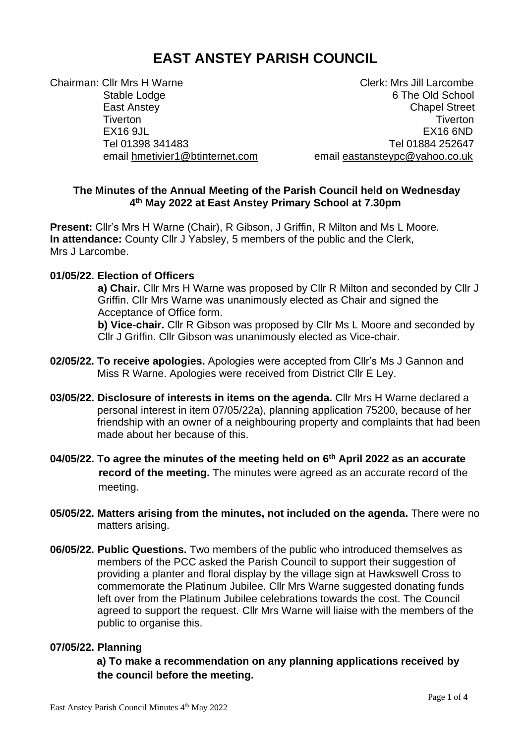# EAST ANSTEY PARISH COUNCIL

Chairman: Cllr Mrs H Warne
Stable Lodge
East Anstey
Tiverton
EX16 9JL
Tel 01398 341483
email hmetivier1@btinternet.com

Clerk: Mrs Jill Larcombe
6 The Old School
Chapel Street
Tiverton
EX16 6ND
Tel 01884 252647
email eastansteypc@yahoo.co.uk

**The Minutes of the Annual Meeting of the Parish Council held on Wednesday 4th May 2022 at East Anstey Primary School at 7.30pm**

**Present:** Cllr's Mrs H Warne (Chair), R Gibson, J Griffin, R Milton and Ms L Moore.
**In attendance:** County Cllr J Yabsley, 5 members of the public and the Clerk, Mrs J Larcombe.

**01/05/22. Election of Officers**

**a) Chair.** Cllr Mrs H Warne was proposed by Cllr R Milton and seconded by Cllr J Griffin. Cllr Mrs Warne was unanimously elected as Chair and signed the Acceptance of Office form.

**b) Vice-chair.** Cllr R Gibson was proposed by Cllr Ms L Moore and seconded by Cllr J Griffin. Cllr Gibson was unanimously elected as Vice-chair.

**02/05/22. To receive apologies.** Apologies were accepted from Cllr's Ms J Gannon and Miss R Warne. Apologies were received from District Cllr E Ley.

**03/05/22. Disclosure of interests in items on the agenda.** Cllr Mrs H Warne declared a personal interest in item 07/05/22a), planning application 75200, because of her friendship with an owner of a neighbouring property and complaints that had been made about her because of this.

**04/05/22. To agree the minutes of the meeting held on 6th April 2022 as an accurate record of the meeting.** The minutes were agreed as an accurate record of the meeting.

**05/05/22. Matters arising from the minutes, not included on the agenda.** There were no matters arising.

**06/05/22. Public Questions.** Two members of the public who introduced themselves as members of the PCC asked the Parish Council to support their suggestion of providing a planter and floral display by the village sign at Hawkswell Cross to commemorate the Platinum Jubilee. Cllr Mrs Warne suggested donating funds left over from the Platinum Jubilee celebrations towards the cost. The Council agreed to support the request. Cllr Mrs Warne will liaise with the members of the public to organise this.

**07/05/22. Planning**

**a) To make a recommendation on any planning applications received by the council before the meeting.**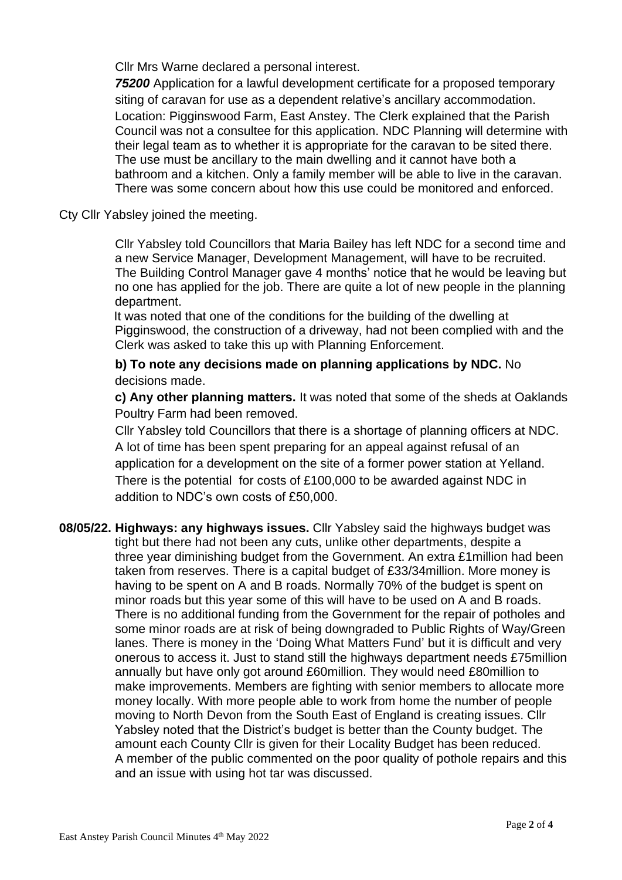Cllr Mrs Warne declared a personal interest.

***75200*** Application for a lawful development certificate for a proposed temporary siting of caravan for use as a dependent relative's ancillary accommodation. Location: Pigginswood Farm, East Anstey. The Clerk explained that the Parish Council was not a consultee for this application. NDC Planning will determine with their legal team as to whether it is appropriate for the caravan to be sited there. The use must be ancillary to the main dwelling and it cannot have both a bathroom and a kitchen. Only a family member will be able to live in the caravan. There was some concern about how this use could be monitored and enforced.

Cty Cllr Yabsley joined the meeting.

Cllr Yabsley told Councillors that Maria Bailey has left NDC for a second time and a new Service Manager, Development Management, will have to be recruited. The Building Control Manager gave 4 months' notice that he would be leaving but no one has applied for the job. There are quite a lot of new people in the planning department.

It was noted that one of the conditions for the building of the dwelling at Pigginswood, the construction of a driveway, had not been complied with and the Clerk was asked to take this up with Planning Enforcement.

**b) To note any decisions made on planning applications by NDC.** No decisions made.

**c) Any other planning matters.** It was noted that some of the sheds at Oaklands Poultry Farm had been removed.

Cllr Yabsley told Councillors that there is a shortage of planning officers at NDC. A lot of time has been spent preparing for an appeal against refusal of an application for a development on the site of a former power station at Yelland. There is the potential for costs of £100,000 to be awarded against NDC in addition to NDC's own costs of £50,000.

**08/05/22. Highways: any highways issues.** Cllr Yabsley said the highways budget was tight but there had not been any cuts, unlike other departments, despite a three year diminishing budget from the Government. An extra £1million had been taken from reserves. There is a capital budget of £33/34million. More money is having to be spent on A and B roads. Normally 70% of the budget is spent on minor roads but this year some of this will have to be used on A and B roads. There is no additional funding from the Government for the repair of potholes and some minor roads are at risk of being downgraded to Public Rights of Way/Green lanes. There is money in the 'Doing What Matters Fund' but it is difficult and very onerous to access it. Just to stand still the highways department needs £75million annually but have only got around £60million. They would need £80million to make improvements. Members are fighting with senior members to allocate more money locally. With more people able to work from home the number of people moving to North Devon from the South East of England is creating issues. Cllr Yabsley noted that the District's budget is better than the County budget. The amount each County Cllr is given for their Locality Budget has been reduced. A member of the public commented on the poor quality of pothole repairs and this and an issue with using hot tar was discussed.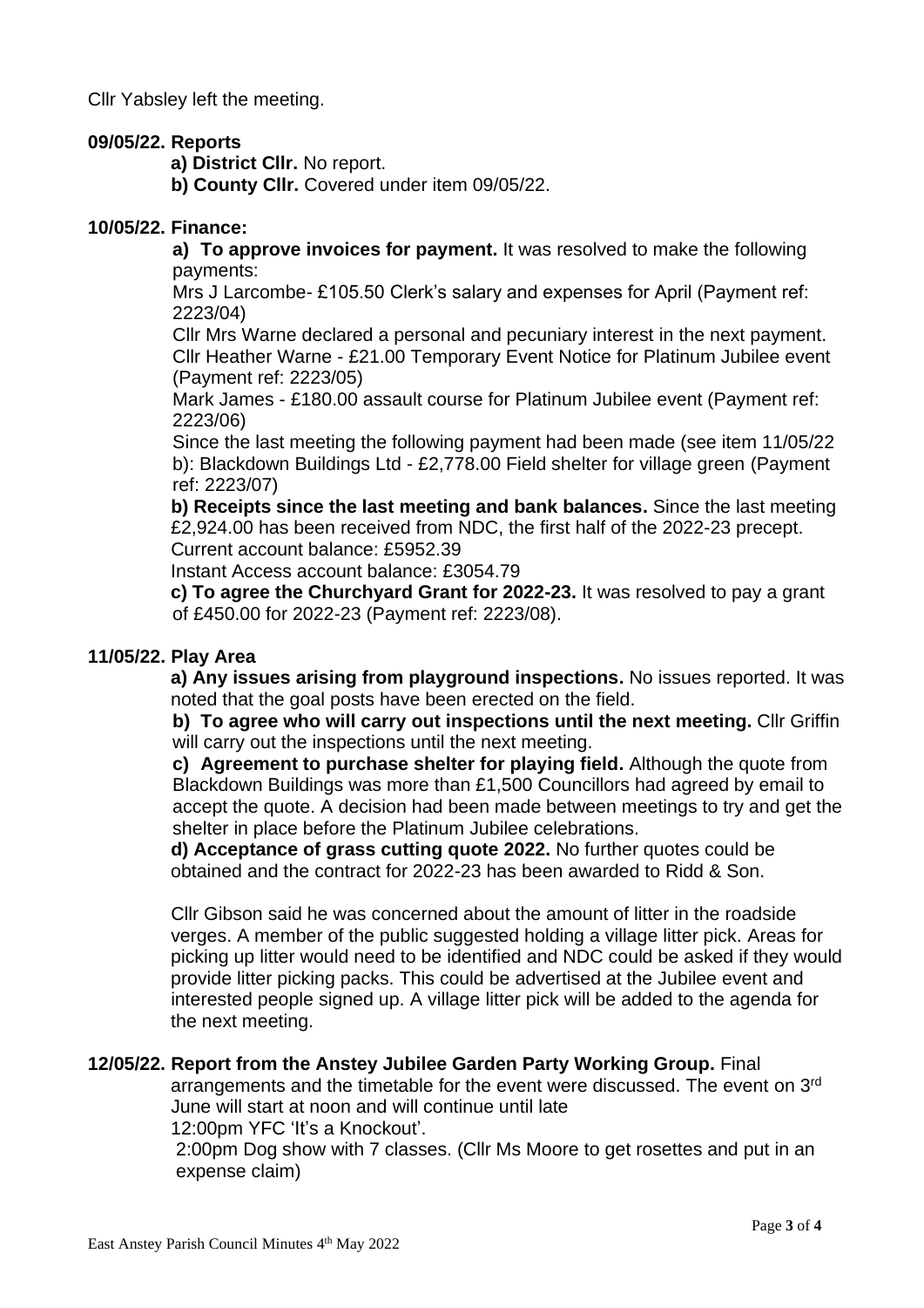Cllr Yabsley left the meeting.

**09/05/22. Reports**

**a) District Cllr.** No report.

**b) County Cllr.** Covered under item 09/05/22.

**10/05/22. Finance:**

**a) To approve invoices for payment.** It was resolved to make the following payments:

Mrs J Larcombe- £105.50 Clerk's salary and expenses for April (Payment ref: 2223/04)

Cllr Mrs Warne declared a personal and pecuniary interest in the next payment.

Cllr Heather Warne - £21.00 Temporary Event Notice for Platinum Jubilee event (Payment ref: 2223/05)

Mark James - £180.00 assault course for Platinum Jubilee event (Payment ref: 2223/06)

Since the last meeting the following payment had been made (see item 11/05/22 b): Blackdown Buildings Ltd - £2,778.00 Field shelter for village green (Payment ref: 2223/07)

**b) Receipts since the last meeting and bank balances.** Since the last meeting £2,924.00 has been received from NDC, the first half of the 2022-23 precept.

Current account balance: £5952.39

Instant Access account balance: £3054.79

**c) To agree the Churchyard Grant for 2022-23.** It was resolved to pay a grant of £450.00 for 2022-23 (Payment ref: 2223/08).

**11/05/22. Play Area**

**a) Any issues arising from playground inspections.** No issues reported. It was noted that the goal posts have been erected on the field.

**b) To agree who will carry out inspections until the next meeting.** Cllr Griffin will carry out the inspections until the next meeting.

**c) Agreement to purchase shelter for playing field.** Although the quote from Blackdown Buildings was more than £1,500 Councillors had agreed by email to accept the quote. A decision had been made between meetings to try and get the shelter in place before the Platinum Jubilee celebrations.

**d) Acceptance of grass cutting quote 2022.** No further quotes could be obtained and the contract for 2022-23 has been awarded to Ridd & Son.

Cllr Gibson said he was concerned about the amount of litter in the roadside verges. A member of the public suggested holding a village litter pick. Areas for picking up litter would need to be identified and NDC could be asked if they would provide litter picking packs. This could be advertised at the Jubilee event and interested people signed up. A village litter pick will be added to the agenda for the next meeting.

**12/05/22. Report from the Anstey Jubilee Garden Party Working Group.** Final arrangements and the timetable for the event were discussed. The event on 3rd June will start at noon and will continue until late

12:00pm YFC 'It's a Knockout'.

2:00pm Dog show with 7 classes. (Cllr Ms Moore to get rosettes and put in an expense claim)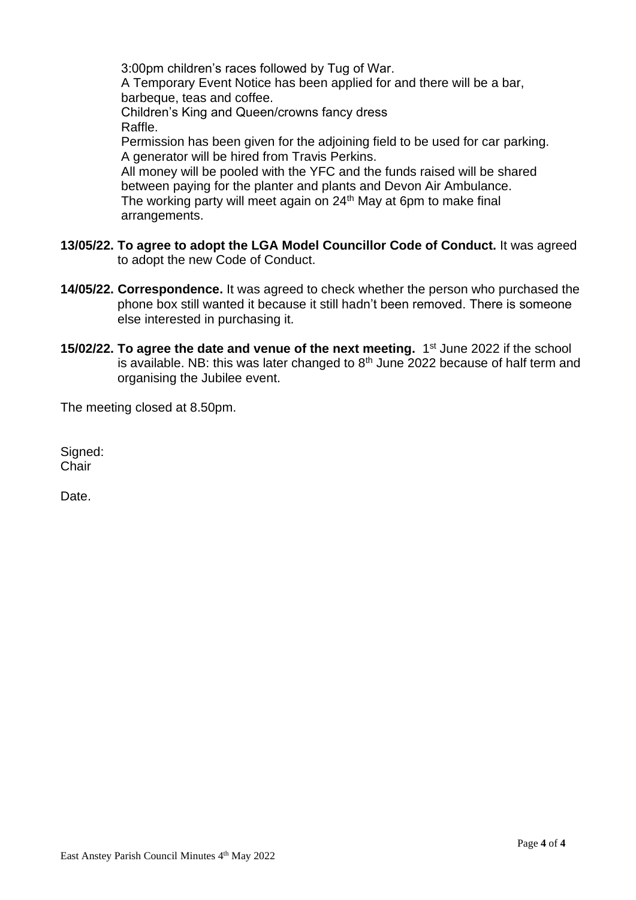3:00pm children's races followed by Tug of War.
A Temporary Event Notice has been applied for and there will be a bar, barbeque, teas and coffee.
Children's King and Queen/crowns fancy dress
Raffle.
Permission has been given for the adjoining field to be used for car parking.
A generator will be hired from Travis Perkins.
All money will be pooled with the YFC and the funds raised will be shared between paying for the planter and plants and Devon Air Ambulance.
The working party will meet again on 24th May at 6pm to make final arrangements.

**13/05/22. To agree to adopt the LGA Model Councillor Code of Conduct.** It was agreed to adopt the new Code of Conduct.

**14/05/22. Correspondence.** It was agreed to check whether the person who purchased the phone box still wanted it because it still hadn't been removed. There is someone else interested in purchasing it.

**15/02/22. To agree the date and venue of the next meeting.** 1st June 2022 if the school is available. NB: this was later changed to 8th June 2022 because of half term and organising the Jubilee event.

The meeting closed at 8.50pm.

Signed:
Chair

Date.